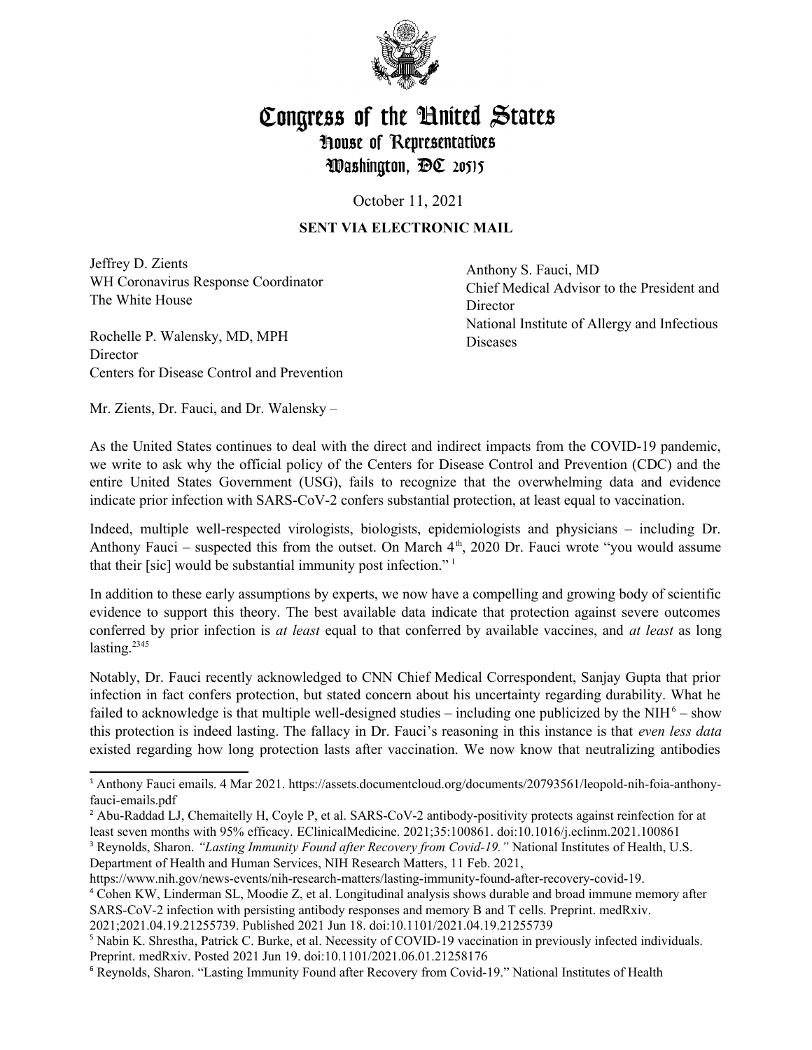# Congress of the United States
## House of Representatives
### Washington, DC 20515

October 11, 2021

**SENT VIA ELECTRONIC MAIL**

Jeffrey D. Zients
WH Coronavirus Response Coordinator
The White House

Rochelle P. Walensky, MD, MPH
Director
Centers for Disease Control and Prevention

Anthony S. Fauci, MD
Chief Medical Advisor to the President and Director
National Institute of Allergy and Infectious Diseases

Mr. Zients, Dr. Fauci, and Dr. Walensky –

As the United States continues to deal with the direct and indirect impacts from the COVID-19 pandemic, we write to ask why the official policy of the Centers for Disease Control and Prevention (CDC) and the entire United States Government (USG), fails to recognize that the overwhelming data and evidence indicate prior infection with SARS-CoV-2 confers substantial protection, at least equal to vaccination.

Indeed, multiple well-respected virologists, biologists, epidemiologists and physicians – including Dr. Anthony Fauci – suspected this from the outset. On March 4th, 2020 Dr. Fauci wrote "you would assume that their [sic] would be substantial immunity post infection." [1]

In addition to these early assumptions by experts, we now have a compelling and growing body of scientific evidence to support this theory. The best available data indicate that protection against severe outcomes conferred by prior infection is *at least* equal to that conferred by available vaccines, and *at least* as long lasting.[2345]

Notably, Dr. Fauci recently acknowledged to CNN Chief Medical Correspondent, Sanjay Gupta that prior infection in fact confers protection, but stated concern about his uncertainty regarding durability. What he failed to acknowledge is that multiple well-designed studies – including one publicized by the NIH[6] – show this protection is indeed lasting. The fallacy in Dr. Fauci's reasoning in this instance is that *even less data* existed regarding how long protection lasts after vaccination. We now know that neutralizing antibodies

---

[1] Anthony Fauci emails. 4 Mar 2021. https://assets.documentcloud.org/documents/20793561/leopold-nih-foia-anthony-fauci-emails.pdf

[2] Abu-Raddad LJ, Chemaitelly H, Coyle P, et al. SARS-CoV-2 antibody-positivity protects against reinfection for at least seven months with 95% efficacy. EClinicalMedicine. 2021;35:100861. doi:10.1016/j.eclinm.2021.100861

[3] Reynolds, Sharon. *"Lasting Immunity Found after Recovery from Covid-19."* National Institutes of Health, U.S. Department of Health and Human Services, NIH Research Matters, 11 Feb. 2021, https://www.nih.gov/news-events/nih-research-matters/lasting-immunity-found-after-recovery-covid-19.

[4] Cohen KW, Linderman SL, Moodie Z, et al. Longitudinal analysis shows durable and broad immune memory after SARS-CoV-2 infection with persisting antibody responses and memory B and T cells. Preprint. medRxiv. 2021;2021.04.19.21255739. Published 2021 Jun 18. doi:10.1101/2021.04.19.21255739

[5] Nabin K. Shrestha, Patrick C. Burke, et al. Necessity of COVID-19 vaccination in previously infected individuals. Preprint. medRxiv. Posted 2021 Jun 19. doi:10.1101/2021.06.01.21258176

[6] Reynolds, Sharon. "Lasting Immunity Found after Recovery from Covid-19." National Institutes of Health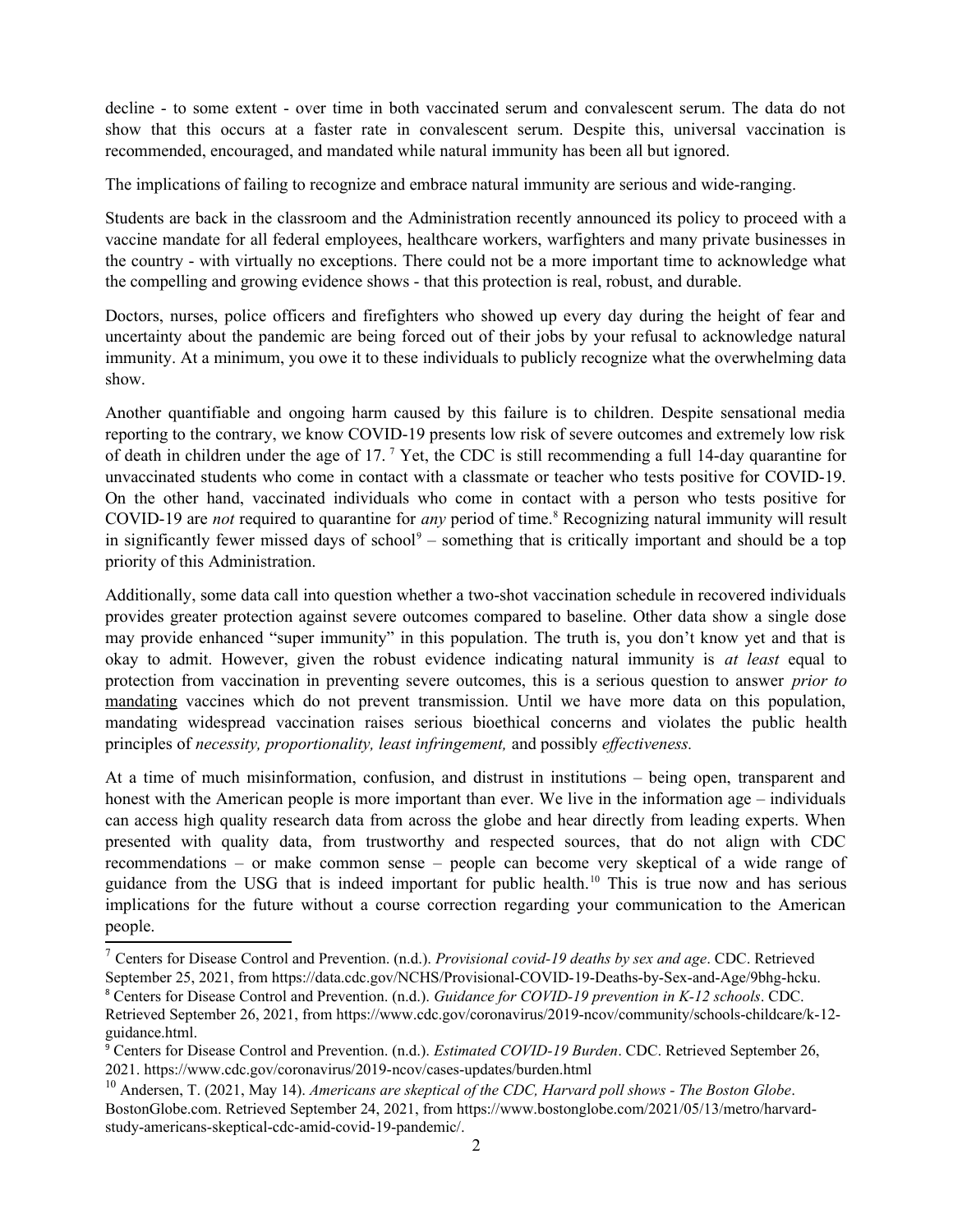decline - to some extent - over time in both vaccinated serum and convalescent serum. The data do not show that this occurs at a faster rate in convalescent serum. Despite this, universal vaccination is recommended, encouraged, and mandated while natural immunity has been all but ignored.

The implications of failing to recognize and embrace natural immunity are serious and wide-ranging.

Students are back in the classroom and the Administration recently announced its policy to proceed with a vaccine mandate for all federal employees, healthcare workers, warfighters and many private businesses in the country - with virtually no exceptions. There could not be a more important time to acknowledge what the compelling and growing evidence shows - that this protection is real, robust, and durable.

Doctors, nurses, police officers and firefighters who showed up every day during the height of fear and uncertainty about the pandemic are being forced out of their jobs by your refusal to acknowledge natural immunity. At a minimum, you owe it to these individuals to publicly recognize what the overwhelming data show.

Another quantifiable and ongoing harm caused by this failure is to children. Despite sensational media reporting to the contrary, we know COVID-19 presents low risk of severe outcomes and extremely low risk of death in children under the age of 17.[7] Yet, the CDC is still recommending a full 14-day quarantine for unvaccinated students who come in contact with a classmate or teacher who tests positive for COVID-19. On the other hand, vaccinated individuals who come in contact with a person who tests positive for COVID-19 are *not* required to quarantine for *any* period of time.[8] Recognizing natural immunity will result in significantly fewer missed days of school[9] – something that is critically important and should be a top priority of this Administration.

Additionally, some data call into question whether a two-shot vaccination schedule in recovered individuals provides greater protection against severe outcomes compared to baseline. Other data show a single dose may provide enhanced "super immunity" in this population. The truth is, you don't know yet and that is okay to admit. However, given the robust evidence indicating natural immunity is *at least* equal to protection from vaccination in preventing severe outcomes, this is a serious question to answer *prior to* <u>mandating</u> vaccines which do not prevent transmission. Until we have more data on this population, mandating widespread vaccination raises serious bioethical concerns and violates the public health principles of *necessity, proportionality, least infringement,* and possibly *effectiveness.*

At a time of much misinformation, confusion, and distrust in institutions – being open, transparent and honest with the American people is more important than ever. We live in the information age – individuals can access high quality research data from across the globe and hear directly from leading experts. When presented with quality data, from trustworthy and respected sources, that do not align with CDC recommendations – or make common sense – people can become very skeptical of a wide range of guidance from the USG that is indeed important for public health.[10] This is true now and has serious implications for the future without a course correction regarding your communication to the American people.

---

[7] Centers for Disease Control and Prevention. (n.d.). *Provisional covid-19 deaths by sex and age*. CDC. Retrieved September 25, 2021, from https://data.cdc.gov/NCHS/Provisional-COVID-19-Deaths-by-Sex-and-Age/9bhg-hcku.

[8] Centers for Disease Control and Prevention. (n.d.). *Guidance for COVID-19 prevention in K-12 schools*. CDC. Retrieved September 26, 2021, from https://www.cdc.gov/coronavirus/2019-ncov/community/schools-childcare/k-12-guidance.html.

[9] Centers for Disease Control and Prevention. (n.d.). *Estimated COVID-19 Burden*. CDC. Retrieved September 26, 2021. https://www.cdc.gov/coronavirus/2019-ncov/cases-updates/burden.html

[10] Andersen, T. (2021, May 14). *Americans are skeptical of the CDC, Harvard poll shows - The Boston Globe*. BostonGlobe.com. Retrieved September 24, 2021, from https://www.bostonglobe.com/2021/05/13/metro/harvard-study-americans-skeptical-cdc-amid-covid-19-pandemic/.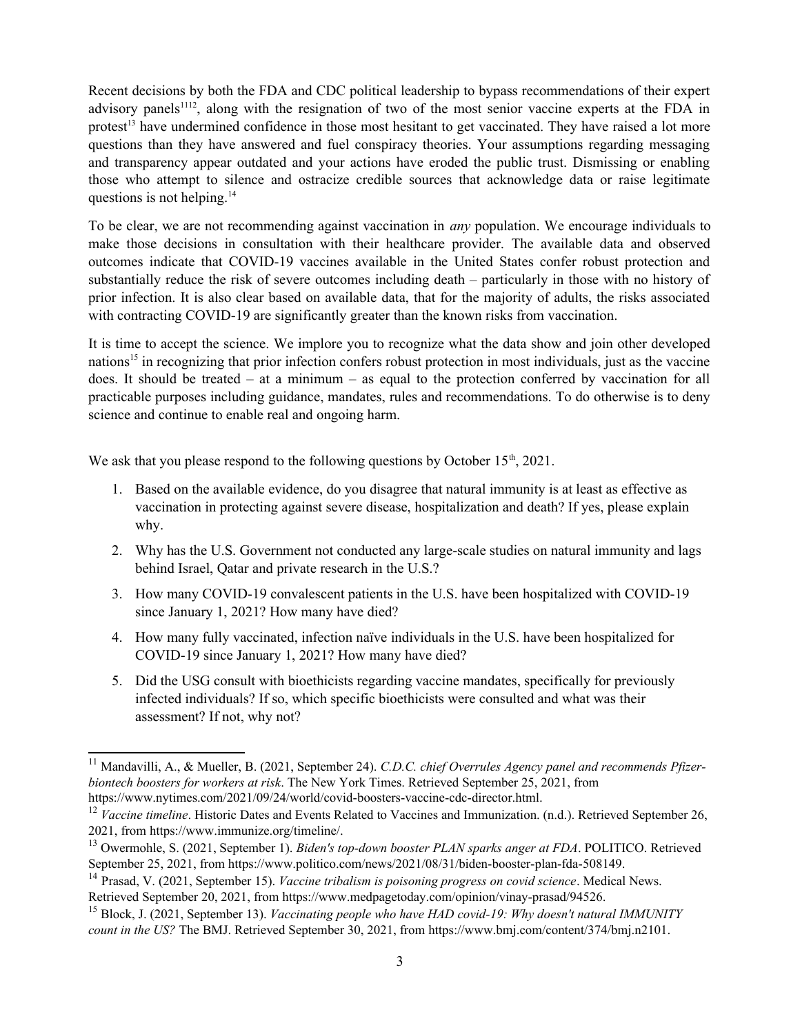Recent decisions by both the FDA and CDC political leadership to bypass recommendations of their expert advisory panels[11][12], along with the resignation of two of the most senior vaccine experts at the FDA in protest[13] have undermined confidence in those most hesitant to get vaccinated. They have raised a lot more questions than they have answered and fuel conspiracy theories. Your assumptions regarding messaging and transparency appear outdated and your actions have eroded the public trust. Dismissing or enabling those who attempt to silence and ostracize credible sources that acknowledge data or raise legitimate questions is not helping.[14]

To be clear, we are not recommending against vaccination in *any* population. We encourage individuals to make those decisions in consultation with their healthcare provider. The available data and observed outcomes indicate that COVID-19 vaccines available in the United States confer robust protection and substantially reduce the risk of severe outcomes including death – particularly in those with no history of prior infection. It is also clear based on available data, that for the majority of adults, the risks associated with contracting COVID-19 are significantly greater than the known risks from vaccination.

It is time to accept the science. We implore you to recognize what the data show and join other developed nations[15] in recognizing that prior infection confers robust protection in most individuals, just as the vaccine does. It should be treated – at a minimum – as equal to the protection conferred by vaccination for all practicable purposes including guidance, mandates, rules and recommendations. To do otherwise is to deny science and continue to enable real and ongoing harm.

We ask that you please respond to the following questions by October 15th, 2021.

1. Based on the available evidence, do you disagree that natural immunity is at least as effective as vaccination in protecting against severe disease, hospitalization and death? If yes, please explain why.
2. Why has the U.S. Government not conducted any large-scale studies on natural immunity and lags behind Israel, Qatar and private research in the U.S.?
3. How many COVID-19 convalescent patients in the U.S. have been hospitalized with COVID-19 since January 1, 2021? How many have died?
4. How many fully vaccinated, infection naïve individuals in the U.S. have been hospitalized for COVID-19 since January 1, 2021? How many have died?
5. Did the USG consult with bioethicists regarding vaccine mandates, specifically for previously infected individuals? If so, which specific bioethicists were consulted and what was their assessment? If not, why not?

---

[11] Mandavilli, A., & Mueller, B. (2021, September 24). *C.D.C. chief Overrules Agency panel and recommends Pfizer-biontech boosters for workers at risk*. The New York Times. Retrieved September 25, 2021, from https://www.nytimes.com/2021/09/24/world/covid-boosters-vaccine-cdc-director.html.

[12] *Vaccine timeline*. Historic Dates and Events Related to Vaccines and Immunization. (n.d.). Retrieved September 26, 2021, from https://www.immunize.org/timeline/.

[13] Owermohle, S. (2021, September 1). *Biden's top-down booster PLAN sparks anger at FDA*. POLITICO. Retrieved September 25, 2021, from https://www.politico.com/news/2021/08/31/biden-booster-plan-fda-508149.

[14] Prasad, V. (2021, September 15). *Vaccine tribalism is poisoning progress on covid science*. Medical News. Retrieved September 20, 2021, from https://www.medpagetoday.com/opinion/vinay-prasad/94526.

[15] Block, J. (2021, September 13). *Vaccinating people who have HAD covid-19: Why doesn't natural IMMUNITY count in the US?* The BMJ. Retrieved September 30, 2021, from https://www.bmj.com/content/374/bmj.n2101.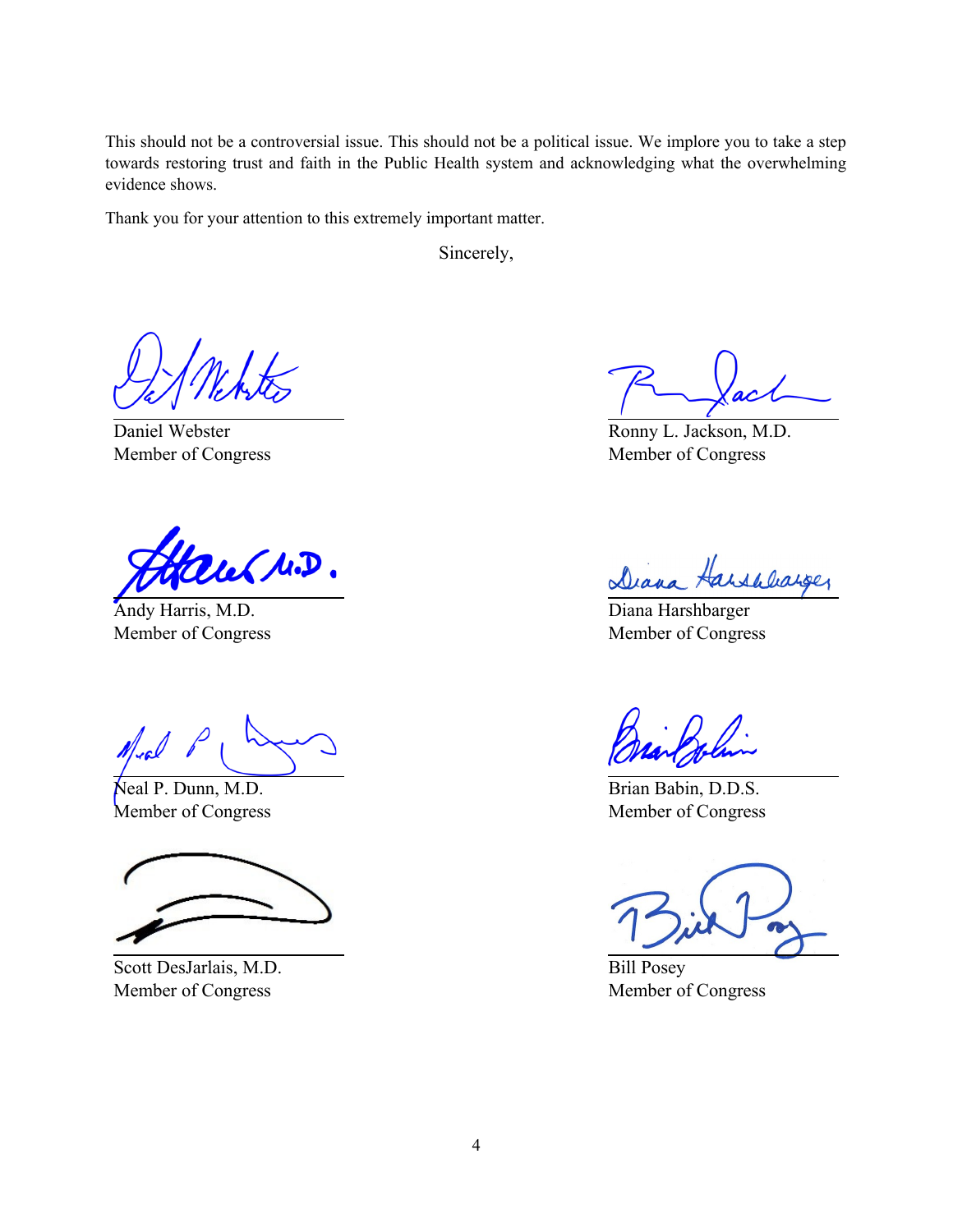This should not be a controversial issue. This should not be a political issue. We implore you to take a step towards restoring trust and faith in the Public Health system and acknowledging what the overwhelming evidence shows.

Thank you for your attention to this extremely important matter.

Sincerely,

Daniel Webster
Member of Congress

Ronny L. Jackson, M.D.
Member of Congress

Andy Harris, M.D.
Member of Congress

Diana Harshbarger
Member of Congress

Neal P. Dunn, M.D.
Member of Congress

Brian Babin, D.D.S.
Member of Congress

Scott DesJarlais, M.D.
Member of Congress

Bill Posey
Member of Congress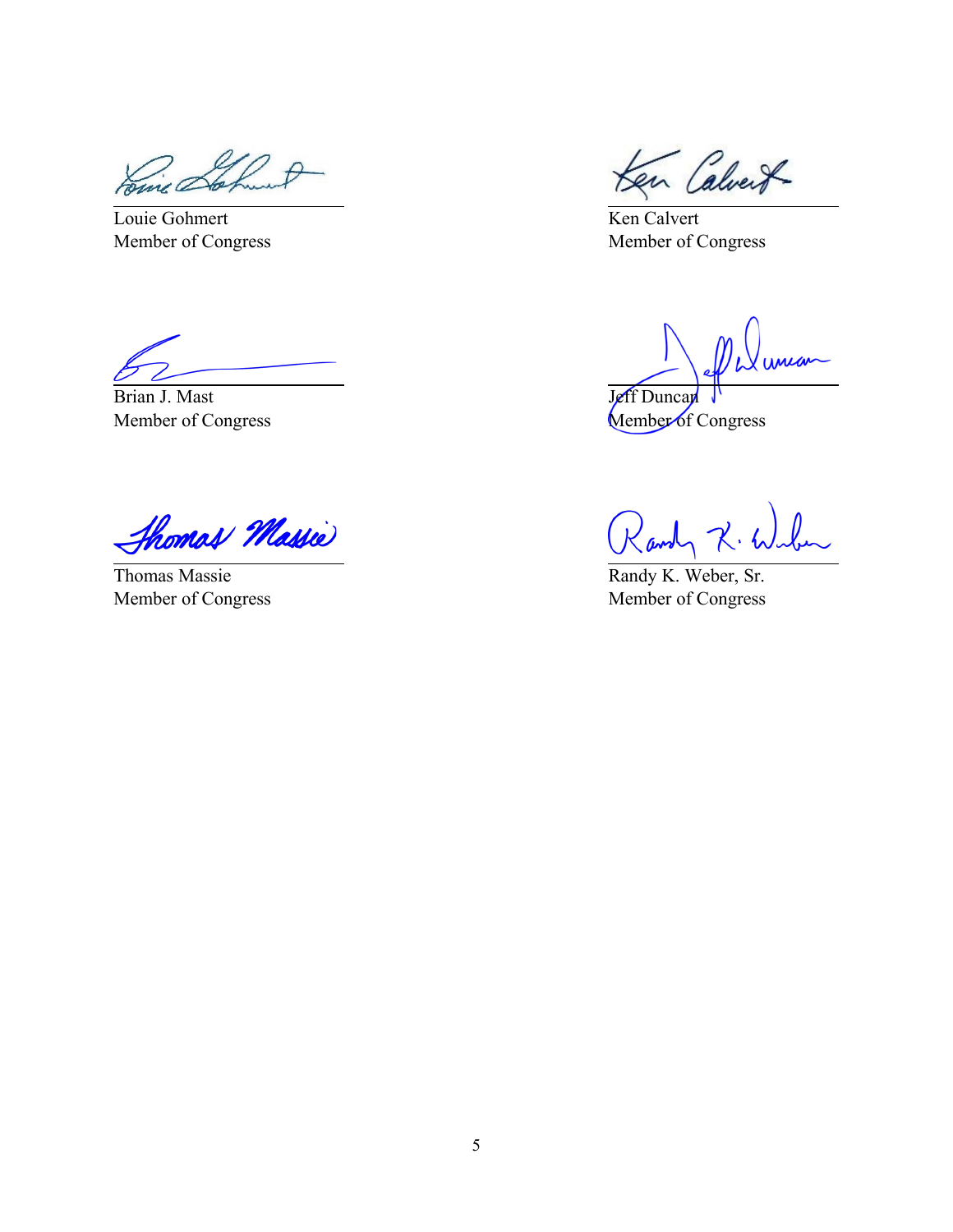Louie Gohmert
Member of Congress

Ken Calvert
Member of Congress

Brian J. Mast
Member of Congress

Jeff Duncan
Member of Congress

Thomas Massie
Member of Congress

Randy K. Weber, Sr.
Member of Congress